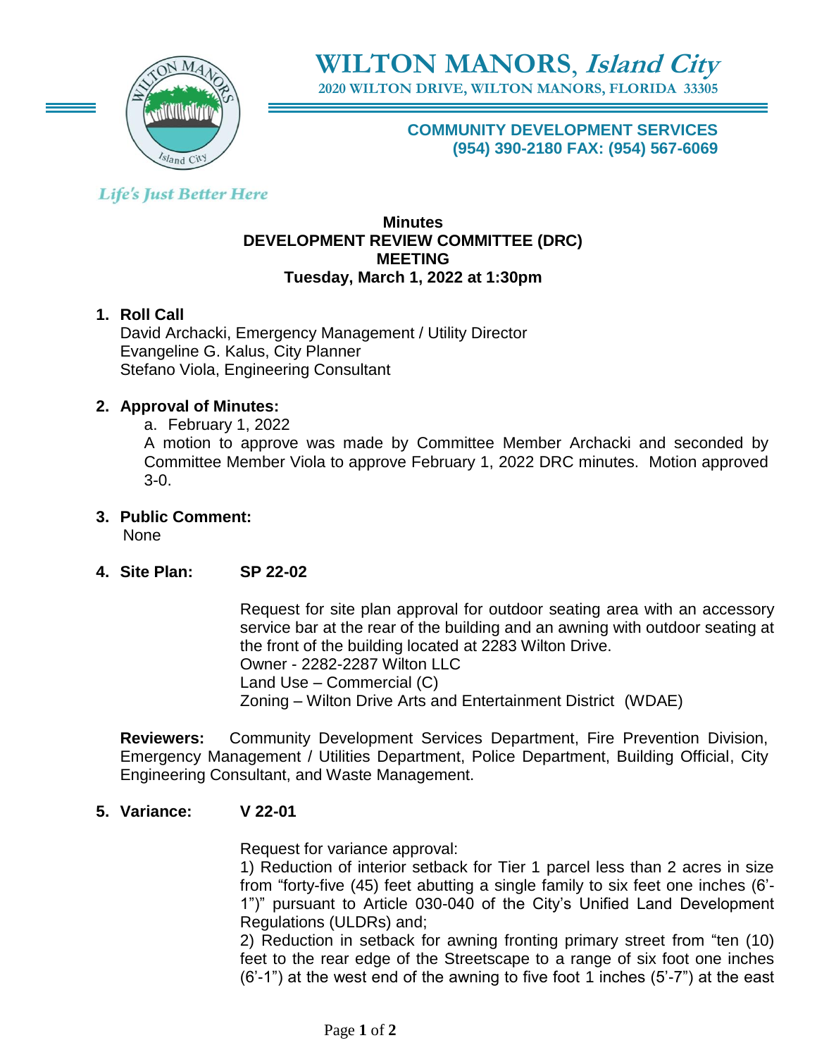# WILTON MANORS, *Island City*

**2020 WILTON DRIVE, WILTON MANORS, FLORIDA 33305**

**COMMUNITY DEVELOPMENT SERVICES**
**(954) 390-2180 FAX: (954) 567-6069**

*Life's Just Better Here*

**Minutes**
**DEVELOPMENT REVIEW COMMITTEE (DRC)**
**MEETING**
**Tuesday, March 1, 2022 at 1:30pm**

1. **Roll Call**
   David Archacki, Emergency Management / Utility Director
   Evangeline G. Kalus, City Planner
   Stefano Viola, Engineering Consultant

2. **Approval of Minutes:**
   a. February 1, 2022
   A motion to approve was made by Committee Member Archacki and seconded by Committee Member Viola to approve February 1, 2022 DRC minutes. Motion approved 3-0.

3. **Public Comment:**
   None

4. **Site Plan: SP 22-02**

   Request for site plan approval for outdoor seating area with an accessory service bar at the rear of the building and an awning with outdoor seating at the front of the building located at 2283 Wilton Drive.
   Owner - 2282-2287 Wilton LLC
   Land Use – Commercial (C)
   Zoning – Wilton Drive Arts and Entertainment District (WDAE)

   **Reviewers:** Community Development Services Department, Fire Prevention Division, Emergency Management / Utilities Department, Police Department, Building Official, City Engineering Consultant, and Waste Management.

5. **Variance: V 22-01**

   Request for variance approval:
   1) Reduction of interior setback for Tier 1 parcel less than 2 acres in size from "forty-five (45) feet abutting a single family to six feet one inches (6'-1")" pursuant to Article 030-040 of the City's Unified Land Development Regulations (ULDRs) and;
   2) Reduction in setback for awning fronting primary street from "ten (10) feet to the rear edge of the Streetscape to a range of six foot one inches (6'-1") at the west end of the awning to five foot 1 inches (5'-7") at the east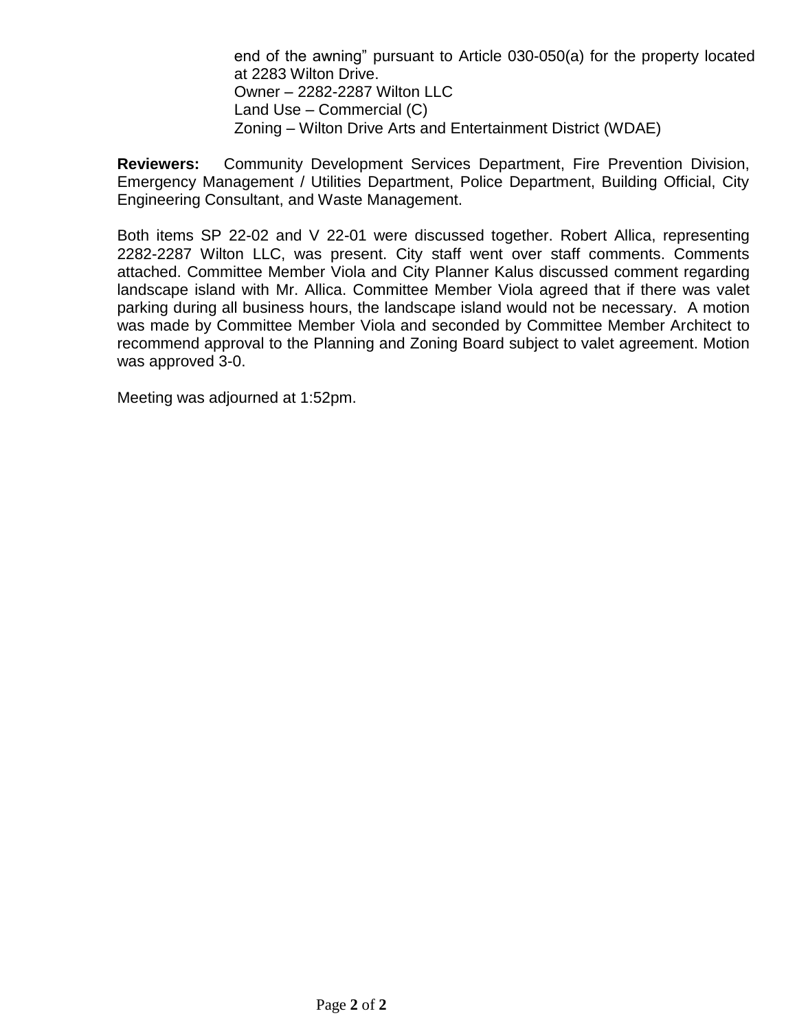end of the awning" pursuant to Article 030-050(a) for the property located at 2283 Wilton Drive.
Owner – 2282-2287 Wilton LLC
Land Use – Commercial (C)
Zoning – Wilton Drive Arts and Entertainment District (WDAE)

**Reviewers:** Community Development Services Department, Fire Prevention Division, Emergency Management / Utilities Department, Police Department, Building Official, City Engineering Consultant, and Waste Management.

Both items SP 22-02 and V 22-01 were discussed together. Robert Allica, representing 2282-2287 Wilton LLC, was present. City staff went over staff comments. Comments attached. Committee Member Viola and City Planner Kalus discussed comment regarding landscape island with Mr. Allica. Committee Member Viola agreed that if there was valet parking during all business hours, the landscape island would not be necessary. A motion was made by Committee Member Viola and seconded by Committee Member Architect to recommend approval to the Planning and Zoning Board subject to valet agreement. Motion was approved 3-0.

Meeting was adjourned at 1:52pm.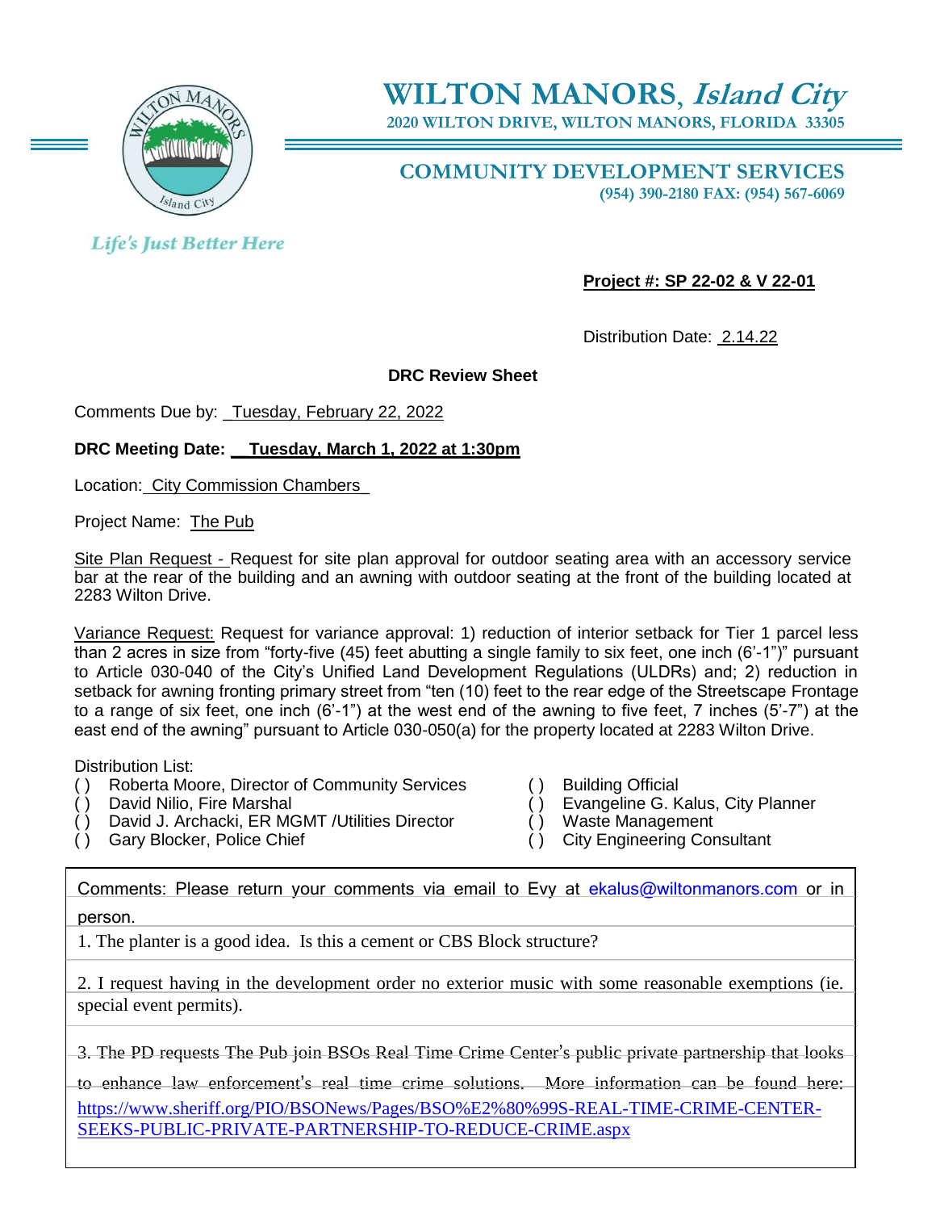# WILTON MANORS, *Island City*

2020 WILTON DRIVE, WILTON MANORS, FLORIDA 33305

## COMMUNITY DEVELOPMENT SERVICES

(954) 390-2180 FAX: (954) 567-6069

*Life's Just Better Here*

**Project #: SP 22-02 & V 22-01**

Distribution Date: 2.14.22

**DRC Review Sheet**

Comments Due by: Tuesday, February 22, 2022

**DRC Meeting Date: Tuesday, March 1, 2022 at 1:30pm**

Location: City Commission Chambers

Project Name: The Pub

Site Plan Request - Request for site plan approval for outdoor seating area with an accessory service bar at the rear of the building and an awning with outdoor seating at the front of the building located at 2283 Wilton Drive.

Variance Request: Request for variance approval: 1) reduction of interior setback for Tier 1 parcel less than 2 acres in size from "forty-five (45) feet abutting a single family to six feet, one inch (6'-1")" pursuant to Article 030-040 of the City's Unified Land Development Regulations (ULDRs) and; 2) reduction in setback for awning fronting primary street from "ten (10) feet to the rear edge of the Streetscape Frontage to a range of six feet, one inch (6'-1") at the west end of the awning to five feet, 7 inches (5'-7") at the east end of the awning" pursuant to Article 030-050(a) for the property located at 2283 Wilton Drive.

Distribution List:

- ( ) Roberta Moore, Director of Community Services
- ( ) David Nilio, Fire Marshal
- ( ) David J. Archacki, ER MGMT /Utilities Director
- ( ) Gary Blocker, Police Chief
- ( ) Building Official
- ( ) Evangeline G. Kalus, City Planner
- ( ) Waste Management
- ( ) City Engineering Consultant

Comments: Please return your comments via email to Evy at ekalus@wiltonmanors.com or in person.

1. The planter is a good idea. Is this a cement or CBS Block structure?

2. I request having in the development order no exterior music with some reasonable exemptions (ie. special event permits).

3. The PD requests The Pub join BSOs Real Time Crime Center's public private partnership that looks to enhance law enforcement's real time crime solutions. More information can be found here: https://www.sheriff.org/PIO/BSONews/Pages/BSO%E2%80%99S-REAL-TIME-CRIME-CENTER-SEEKS-PUBLIC-PRIVATE-PARTNERSHIP-TO-REDUCE-CRIME.aspx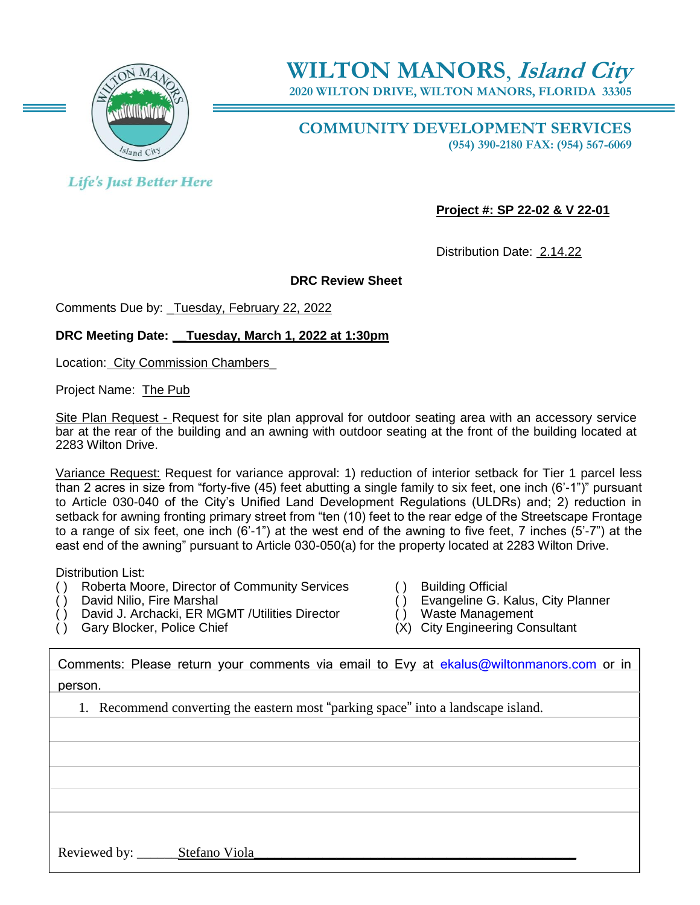# WILTON MANORS, *Island City*

**2020 WILTON DRIVE, WILTON MANORS, FLORIDA 33305**

## COMMUNITY DEVELOPMENT SERVICES

**(954) 390-2180 FAX: (954) 567-6069**

*Life's Just Better Here*

**Project #: SP 22-02 & V 22-01**

Distribution Date: 2.14.22

**DRC Review Sheet**

Comments Due by: Tuesday, February 22, 2022

**DRC Meeting Date: Tuesday, March 1, 2022 at 1:30pm**

Location: City Commission Chambers

Project Name: The Pub

Site Plan Request - Request for site plan approval for outdoor seating area with an accessory service bar at the rear of the building and an awning with outdoor seating at the front of the building located at 2283 Wilton Drive.

Variance Request: Request for variance approval: 1) reduction of interior setback for Tier 1 parcel less than 2 acres in size from "forty-five (45) feet abutting a single family to six feet, one inch (6'-1")" pursuant to Article 030-040 of the City's Unified Land Development Regulations (ULDRs) and; 2) reduction in setback for awning fronting primary street from "ten (10) feet to the rear edge of the Streetscape Frontage to a range of six feet, one inch (6'-1") at the west end of the awning to five feet, 7 inches (5'-7") at the east end of the awning" pursuant to Article 030-050(a) for the property located at 2283 Wilton Drive.

Distribution List:

- ( ) Roberta Moore, Director of Community Services
- ( ) David Nilio, Fire Marshal
- ( ) David J. Archacki, ER MGMT /Utilities Director
- ( ) Gary Blocker, Police Chief
- ( ) Building Official
- ( ) Evangeline G. Kalus, City Planner
- ( ) Waste Management
- (X) City Engineering Consultant

Comments: Please return your comments via email to Evy at ekalus@wiltonmanors.com or in person.

1. Recommend converting the eastern most "parking space" into a landscape island.

Reviewed by: Stefano Viola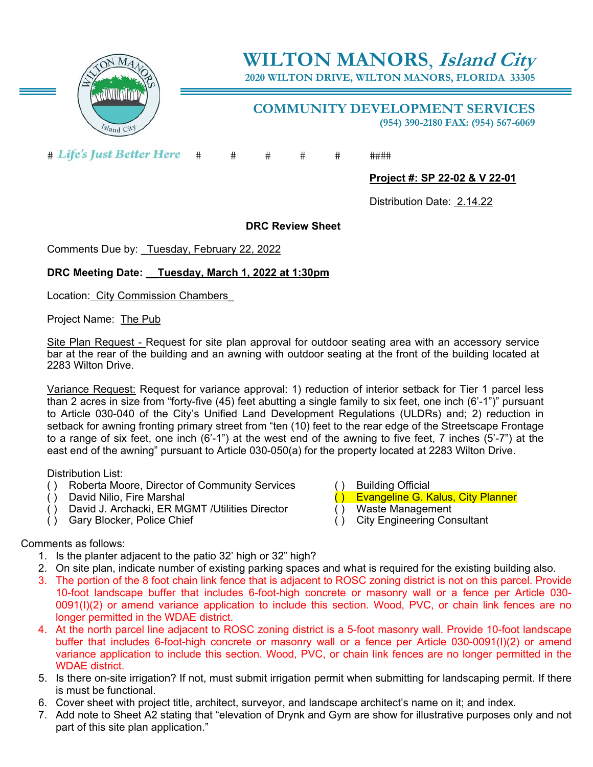# WILTON MANORS, *Island City*

**2020 WILTON DRIVE, WILTON MANORS, FLORIDA 33305**

## COMMUNITY DEVELOPMENT SERVICES

**(954) 390-2180 FAX: (954) 567-6069**

# *Life's Just Better Here* # # # # # ####

**Project #: SP 22-02 & V 22-01**

Distribution Date: 2.14.22

**DRC Review Sheet**

Comments Due by: Tuesday, February 22, 2022

**DRC Meeting Date: Tuesday, March 1, 2022 at 1:30pm**

Location: City Commission Chambers

Project Name: The Pub

Site Plan Request - Request for site plan approval for outdoor seating area with an accessory service bar at the rear of the building and an awning with outdoor seating at the front of the building located at 2283 Wilton Drive.

Variance Request: Request for variance approval: 1) reduction of interior setback for Tier 1 parcel less than 2 acres in size from "forty-five (45) feet abutting a single family to six feet, one inch (6'-1")" pursuant to Article 030-040 of the City's Unified Land Development Regulations (ULDRs) and; 2) reduction in setback for awning fronting primary street from "ten (10) feet to the rear edge of the Streetscape Frontage to a range of six feet, one inch (6'-1") at the west end of the awning to five feet, 7 inches (5'-7") at the east end of the awning" pursuant to Article 030-050(a) for the property located at 2283 Wilton Drive.

Distribution List:

- ( ) Roberta Moore, Director of Community Services
- ( ) David Nilio, Fire Marshal
- ( ) David J. Archacki, ER MGMT /Utilities Director
- ( ) Gary Blocker, Police Chief
- ( ) Building Official
- ( ) Evangeline G. Kalus, City Planner
- ( ) Waste Management
- ( ) City Engineering Consultant

Comments as follows:

1. Is the planter adjacent to the patio 32' high or 32" high?
2. On site plan, indicate number of existing parking spaces and what is required for the existing building also.
3. The portion of the 8 foot chain link fence that is adjacent to ROSC zoning district is not on this parcel. Provide 10-foot landscape buffer that includes 6-foot-high concrete or masonry wall or a fence per Article 030-0091(I)(2) or amend variance application to include this section. Wood, PVC, or chain link fences are no longer permitted in the WDAE district.
4. At the north parcel line adjacent to ROSC zoning district is a 5-foot masonry wall. Provide 10-foot landscape buffer that includes 6-foot-high concrete or masonry wall or a fence per Article 030-0091(I)(2) or amend variance application to include this section. Wood, PVC, or chain link fences are no longer permitted in the WDAE district.
5. Is there on-site irrigation? If not, must submit irrigation permit when submitting for landscaping permit. If there is must be functional.
6. Cover sheet with project title, architect, surveyor, and landscape architect's name on it; and index.
7. Add note to Sheet A2 stating that "elevation of Drynk and Gym are show for illustrative purposes only and not part of this site plan application."